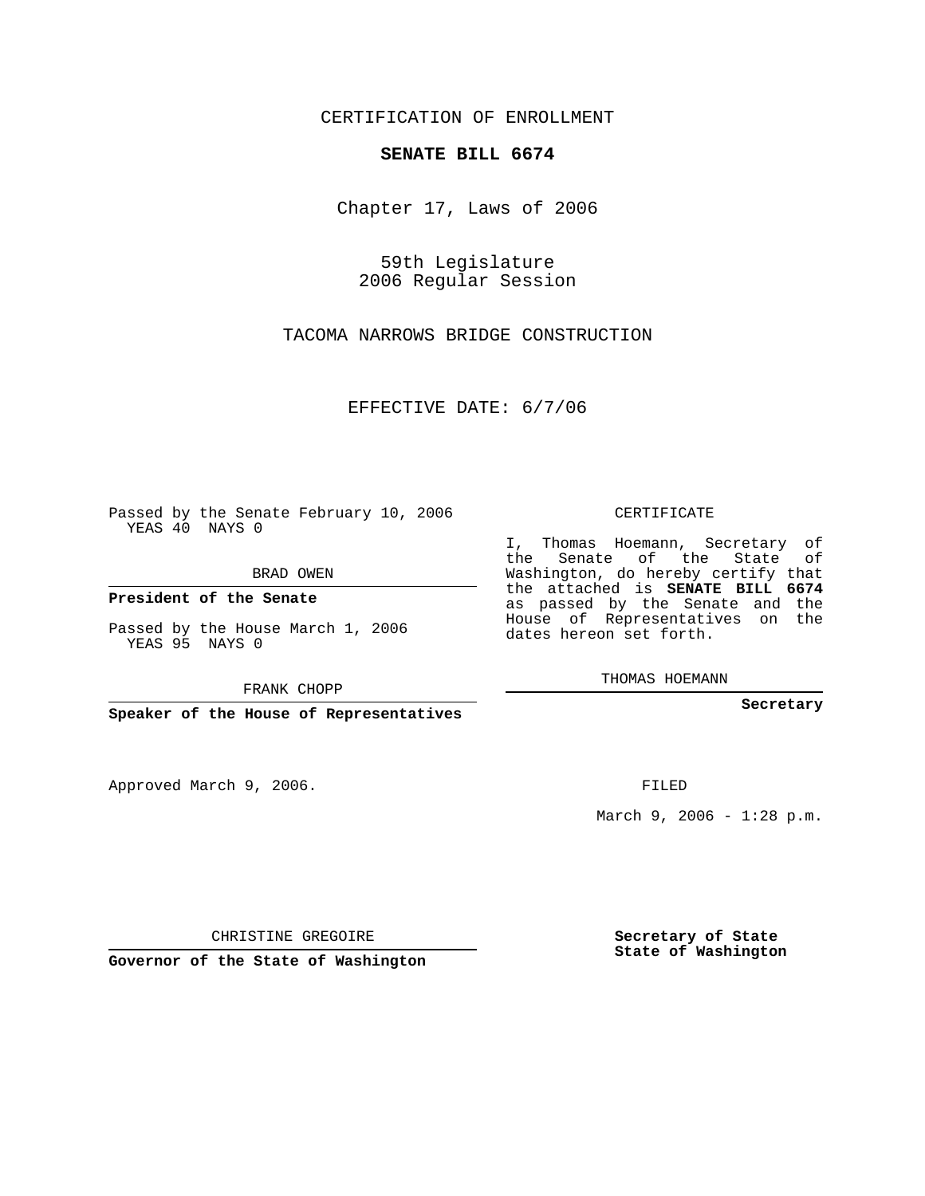CERTIFICATION OF ENROLLMENT

**SENATE BILL 6674**

Chapter 17, Laws of 2006

59th Legislature
2006 Regular Session

TACOMA NARROWS BRIDGE CONSTRUCTION

EFFECTIVE DATE: 6/7/06

Passed by the Senate February 10, 2006
YEAS 40 NAYS 0

BRAD OWEN

**President of the Senate**

Passed by the House March 1, 2006
YEAS 95 NAYS 0

FRANK CHOPP

**Speaker of the House of Representatives**

CERTIFICATE

I, Thomas Hoemann, Secretary of the Senate of the State of Washington, do hereby certify that the attached is **SENATE BILL 6674** as passed by the Senate and the House of Representatives on the dates hereon set forth.

THOMAS HOEMANN

**Secretary**

Approved March 9, 2006.

FILED

March 9, 2006 - 1:28 p.m.

CHRISTINE GREGOIRE

**Governor of the State of Washington**

**Secretary of State**
**State of Washington**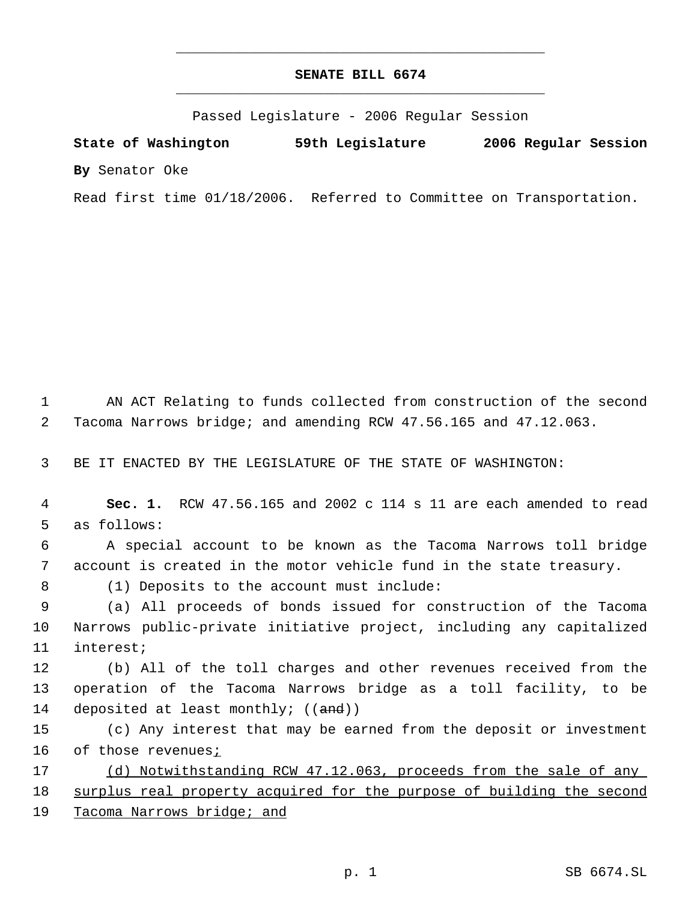# SENATE BILL 6674

Passed Legislature - 2006 Regular Session

**State of Washington 59th Legislature 2006 Regular Session**

**By** Senator Oke

Read first time 01/18/2006. Referred to Committee on Transportation.

AN ACT Relating to funds collected from construction of the second Tacoma Narrows bridge; and amending RCW 47.56.165 and 47.12.063.

BE IT ENACTED BY THE LEGISLATURE OF THE STATE OF WASHINGTON:

**Sec. 1.** RCW 47.56.165 and 2002 c 114 s 11 are each amended to read as follows:

A special account to be known as the Tacoma Narrows toll bridge account is created in the motor vehicle fund in the state treasury.

(1) Deposits to the account must include:

(a) All proceeds of bonds issued for construction of the Tacoma Narrows public-private initiative project, including any capitalized interest;

(b) All of the toll charges and other revenues received from the operation of the Tacoma Narrows bridge as a toll facility, to be deposited at least monthly; ((~~and~~))

(c) Any interest that may be earned from the deposit or investment of those revenues<u>;</u>

<u>(d) Notwithstanding RCW 47.12.063, proceeds from the sale of any surplus real property acquired for the purpose of building the second Tacoma Narrows bridge; and</u>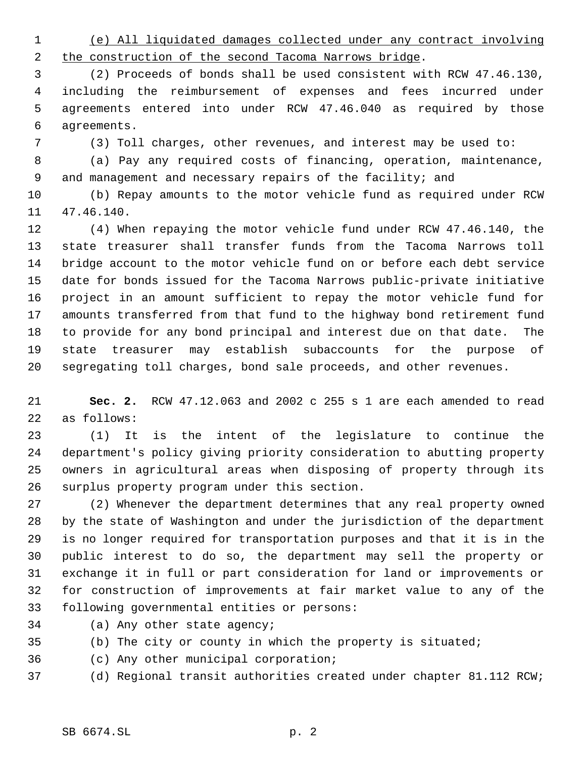(e) All liquidated damages collected under any contract involving the construction of the second Tacoma Narrows bridge.

(2) Proceeds of bonds shall be used consistent with RCW 47.46.130, including the reimbursement of expenses and fees incurred under agreements entered into under RCW 47.46.040 as required by those agreements.

(3) Toll charges, other revenues, and interest may be used to:

(a) Pay any required costs of financing, operation, maintenance, and management and necessary repairs of the facility; and

(b) Repay amounts to the motor vehicle fund as required under RCW 47.46.140.

(4) When repaying the motor vehicle fund under RCW 47.46.140, the state treasurer shall transfer funds from the Tacoma Narrows toll bridge account to the motor vehicle fund on or before each debt service date for bonds issued for the Tacoma Narrows public-private initiative project in an amount sufficient to repay the motor vehicle fund for amounts transferred from that fund to the highway bond retirement fund to provide for any bond principal and interest due on that date. The state treasurer may establish subaccounts for the purpose of segregating toll charges, bond sale proceeds, and other revenues.

**Sec. 2.** RCW 47.12.063 and 2002 c 255 s 1 are each amended to read as follows:

(1) It is the intent of the legislature to continue the department's policy giving priority consideration to abutting property owners in agricultural areas when disposing of property through its surplus property program under this section.

(2) Whenever the department determines that any real property owned by the state of Washington and under the jurisdiction of the department is no longer required for transportation purposes and that it is in the public interest to do so, the department may sell the property or exchange it in full or part consideration for land or improvements or for construction of improvements at fair market value to any of the following governmental entities or persons:

(a) Any other state agency;

(b) The city or county in which the property is situated;

(c) Any other municipal corporation;

(d) Regional transit authorities created under chapter 81.112 RCW;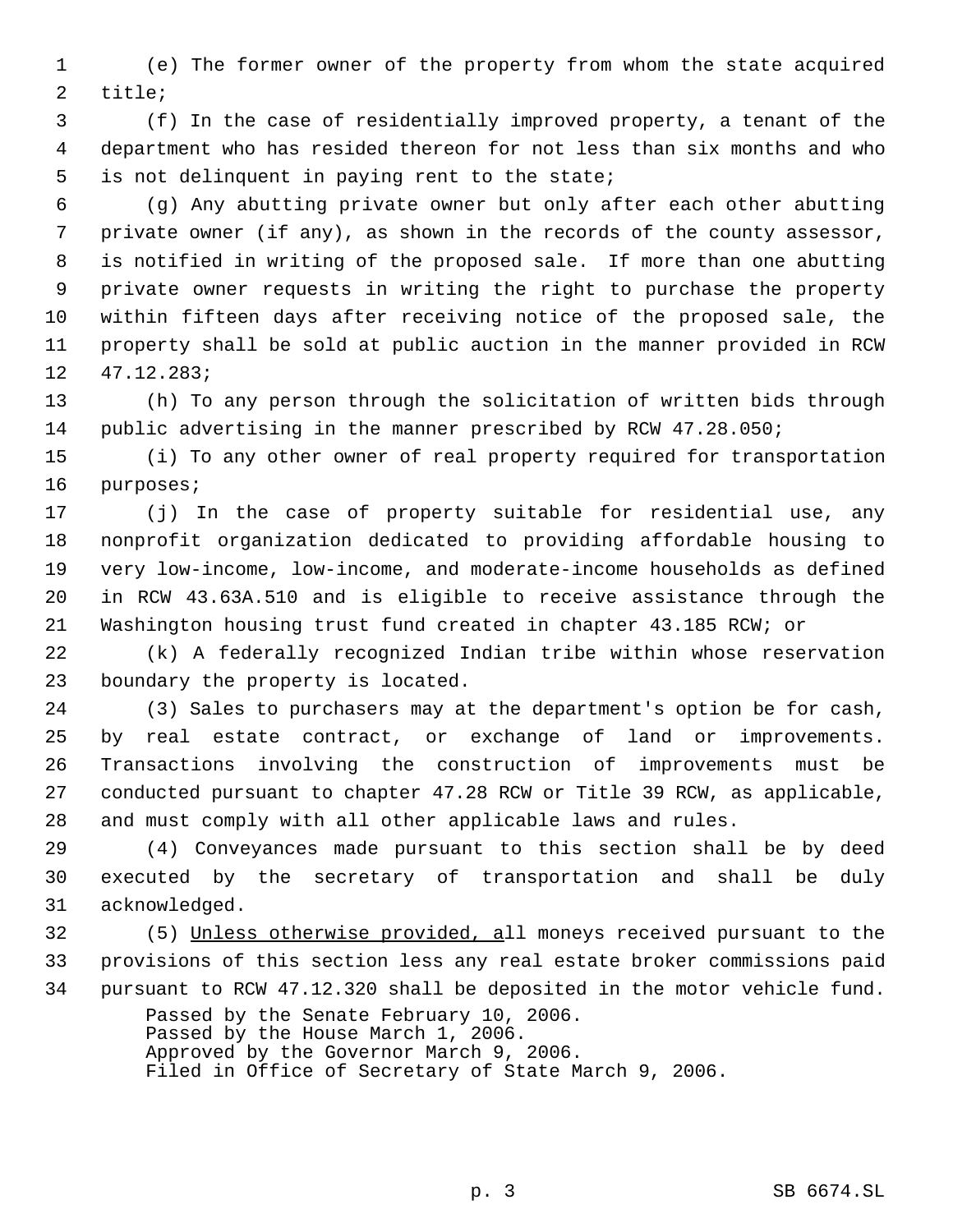(e) The former owner of the property from whom the state acquired title;

(f) In the case of residentially improved property, a tenant of the department who has resided thereon for not less than six months and who is not delinquent in paying rent to the state;

(g) Any abutting private owner but only after each other abutting private owner (if any), as shown in the records of the county assessor, is notified in writing of the proposed sale. If more than one abutting private owner requests in writing the right to purchase the property within fifteen days after receiving notice of the proposed sale, the property shall be sold at public auction in the manner provided in RCW 47.12.283;

(h) To any person through the solicitation of written bids through public advertising in the manner prescribed by RCW 47.28.050;

(i) To any other owner of real property required for transportation purposes;

(j) In the case of property suitable for residential use, any nonprofit organization dedicated to providing affordable housing to very low-income, low-income, and moderate-income households as defined in RCW 43.63A.510 and is eligible to receive assistance through the Washington housing trust fund created in chapter 43.185 RCW; or

(k) A federally recognized Indian tribe within whose reservation boundary the property is located.

(3) Sales to purchasers may at the department's option be for cash, by real estate contract, or exchange of land or improvements. Transactions involving the construction of improvements must be conducted pursuant to chapter 47.28 RCW or Title 39 RCW, as applicable, and must comply with all other applicable laws and rules.

(4) Conveyances made pursuant to this section shall be by deed executed by the secretary of transportation and shall be duly acknowledged.

(5) Unless otherwise provided, all moneys received pursuant to the provisions of this section less any real estate broker commissions paid pursuant to RCW 47.12.320 shall be deposited in the motor vehicle fund.

Passed by the Senate February 10, 2006.
Passed by the House March 1, 2006.
Approved by the Governor March 9, 2006.
Filed in Office of Secretary of State March 9, 2006.